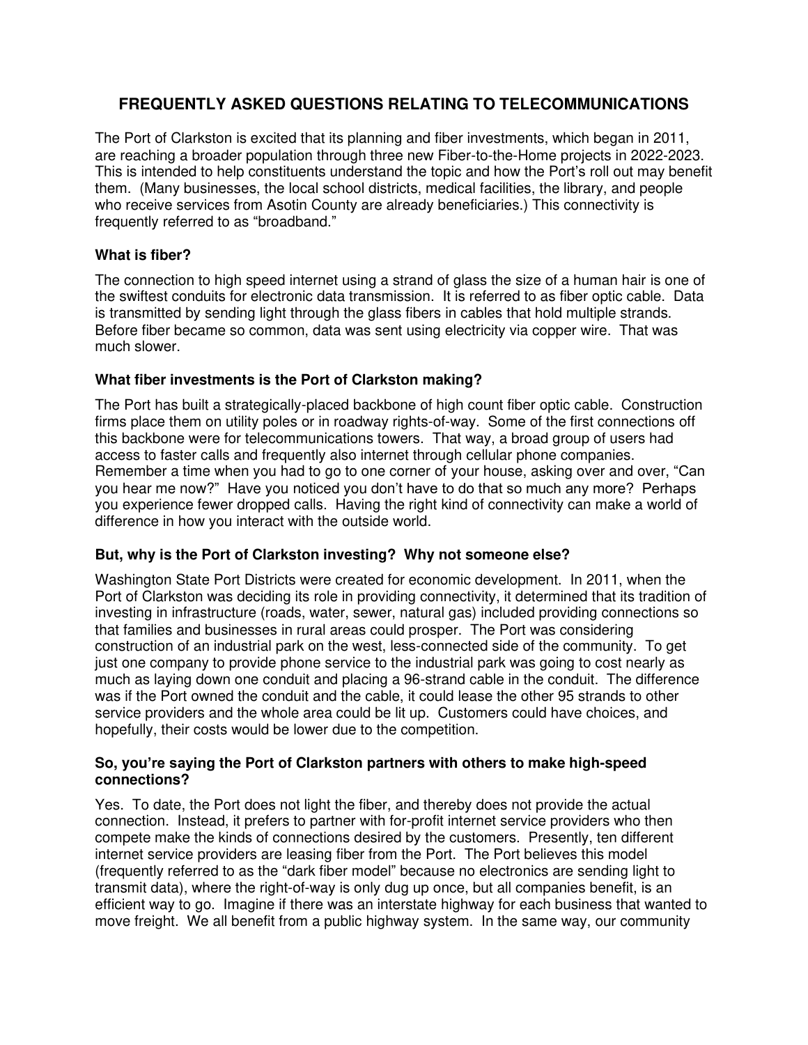# FREQUENTLY ASKED QUESTIONS RELATING TO TELECOMMUNICATIONS

The Port of Clarkston is excited that its planning and fiber investments, which began in 2011, are reaching a broader population through three new Fiber-to-the-Home projects in 2022-2023. This is intended to help constituents understand the topic and how the Port's roll out may benefit them. (Many businesses, the local school districts, medical facilities, the library, and people who receive services from Asotin County are already beneficiaries.) This connectivity is frequently referred to as "broadband."

### What is fiber?

The connection to high speed internet using a strand of glass the size of a human hair is one of the swiftest conduits for electronic data transmission. It is referred to as fiber optic cable. Data is transmitted by sending light through the glass fibers in cables that hold multiple strands. Before fiber became so common, data was sent using electricity via copper wire. That was much slower.

### What fiber investments is the Port of Clarkston making?

The Port has built a strategically-placed backbone of high count fiber optic cable. Construction firms place them on utility poles or in roadway rights-of-way. Some of the first connections off this backbone were for telecommunications towers. That way, a broad group of users had access to faster calls and frequently also internet through cellular phone companies. Remember a time when you had to go to one corner of your house, asking over and over, "Can you hear me now?" Have you noticed you don't have to do that so much any more? Perhaps you experience fewer dropped calls. Having the right kind of connectivity can make a world of difference in how you interact with the outside world.

### But, why is the Port of Clarkston investing? Why not someone else?

Washington State Port Districts were created for economic development. In 2011, when the Port of Clarkston was deciding its role in providing connectivity, it determined that its tradition of investing in infrastructure (roads, water, sewer, natural gas) included providing connections so that families and businesses in rural areas could prosper. The Port was considering construction of an industrial park on the west, less-connected side of the community. To get just one company to provide phone service to the industrial park was going to cost nearly as much as laying down one conduit and placing a 96-strand cable in the conduit. The difference was if the Port owned the conduit and the cable, it could lease the other 95 strands to other service providers and the whole area could be lit up. Customers could have choices, and hopefully, their costs would be lower due to the competition.

### So, you're saying the Port of Clarkston partners with others to make high-speed connections?

Yes. To date, the Port does not light the fiber, and thereby does not provide the actual connection. Instead, it prefers to partner with for-profit internet service providers who then compete make the kinds of connections desired by the customers. Presently, ten different internet service providers are leasing fiber from the Port. The Port believes this model (frequently referred to as the "dark fiber model" because no electronics are sending light to transmit data), where the right-of-way is only dug up once, but all companies benefit, is an efficient way to go. Imagine if there was an interstate highway for each business that wanted to move freight. We all benefit from a public highway system. In the same way, our community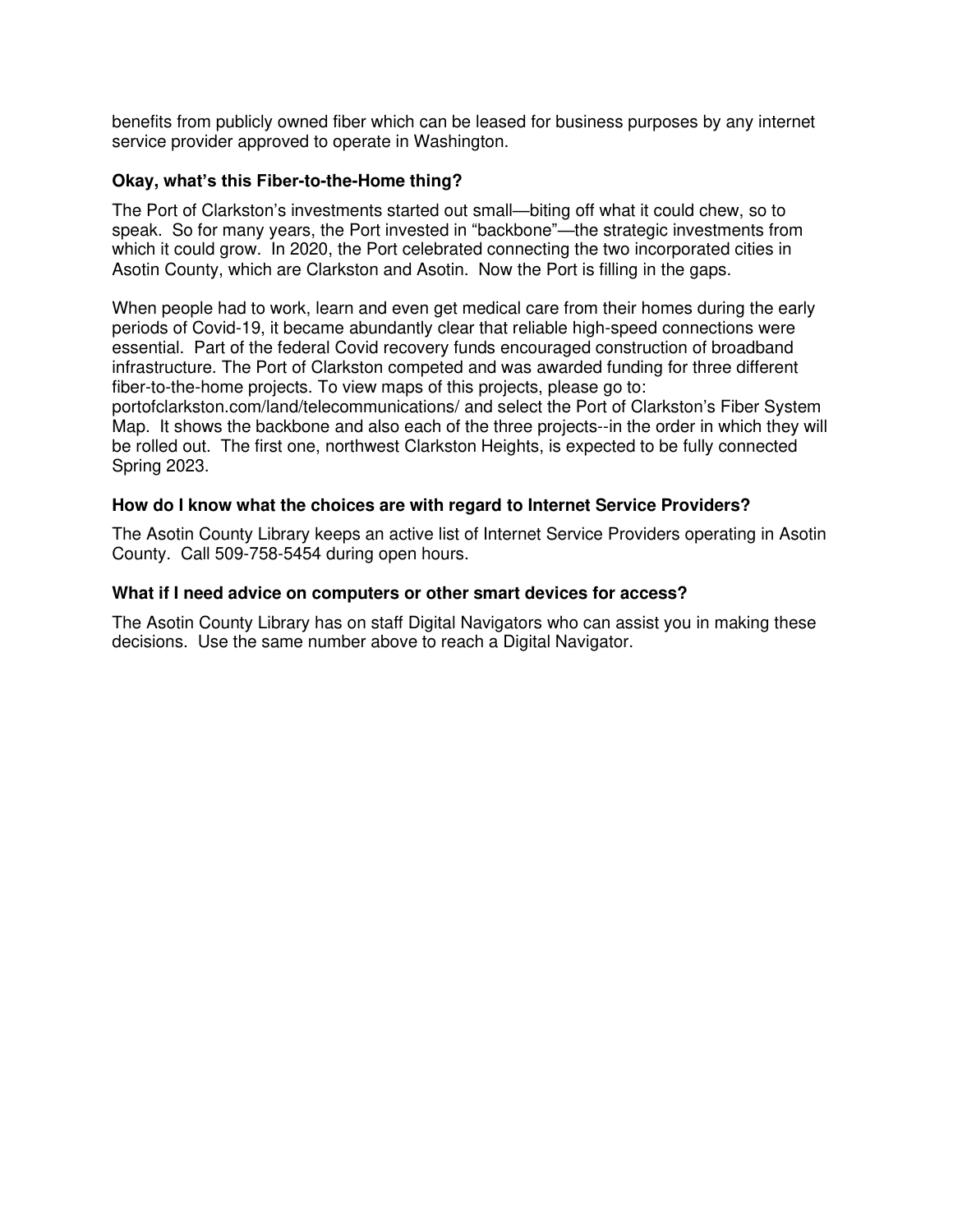benefits from publicly owned fiber which can be leased for business purposes by any internet service provider approved to operate in Washington.

### Okay, what's this Fiber-to-the-Home thing?

The Port of Clarkston's investments started out small—biting off what it could chew, so to speak. So for many years, the Port invested in "backbone"—the strategic investments from which it could grow. In 2020, the Port celebrated connecting the two incorporated cities in Asotin County, which are Clarkston and Asotin. Now the Port is filling in the gaps.

When people had to work, learn and even get medical care from their homes during the early periods of Covid-19, it became abundantly clear that reliable high-speed connections were essential. Part of the federal Covid recovery funds encouraged construction of broadband infrastructure. The Port of Clarkston competed and was awarded funding for three different fiber-to-the-home projects. To view maps of this projects, please go to: portofclarkston.com/land/telecommunications/ and select the Port of Clarkston's Fiber System Map. It shows the backbone and also each of the three projects--in the order in which they will be rolled out. The first one, northwest Clarkston Heights, is expected to be fully connected Spring 2023.

### How do I know what the choices are with regard to Internet Service Providers?

The Asotin County Library keeps an active list of Internet Service Providers operating in Asotin County. Call 509-758-5454 during open hours.

### What if I need advice on computers or other smart devices for access?

The Asotin County Library has on staff Digital Navigators who can assist you in making these decisions. Use the same number above to reach a Digital Navigator.